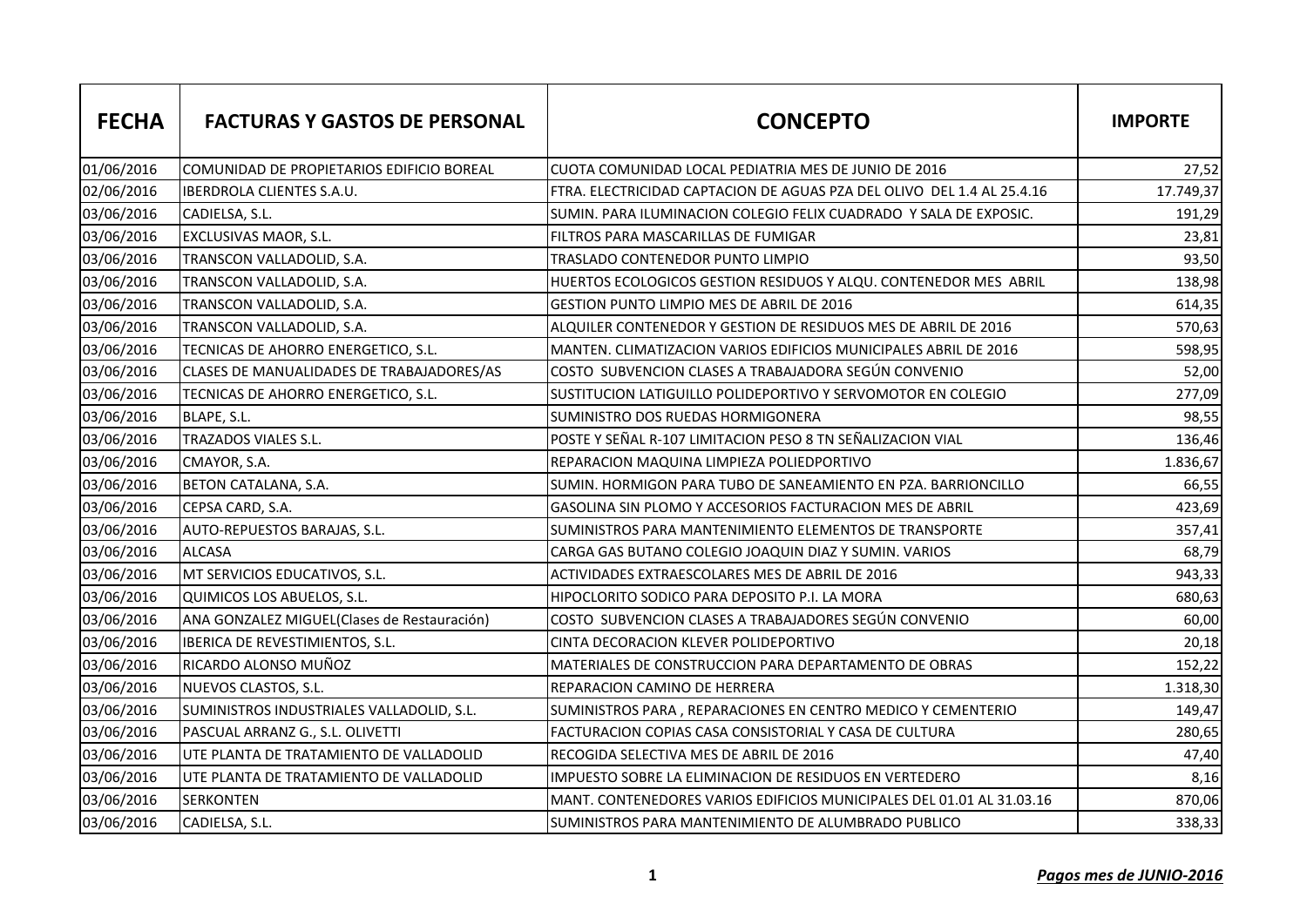| FECHA | FACTURAS Y GASTOS DE PERSONAL | CONCEPTO | IMPORTE |
|---|---|---|---|
| 01/06/2016 | COMUNIDAD DE PROPIETARIOS EDIFICIO BOREAL | CUOTA COMUNIDAD LOCAL PEDIATRIA MES DE JUNIO DE 2016 | 27,52 |
| 02/06/2016 | IBERDROLA CLIENTES S.A.U. | FTRA. ELECTRICIDAD CAPTACION DE AGUAS PZA DEL OLIVO DEL 1.4 AL 25.4.16 | 17.749,37 |
| 03/06/2016 | CADIELSA, S.L. | SUMIN. PARA ILUMINACION COLEGIO FELIX CUADRADO Y SALA DE EXPOSIC. | 191,29 |
| 03/06/2016 | EXCLUSIVAS MAOR, S.L. | FILTROS PARA MASCARILLAS DE FUMIGAR | 23,81 |
| 03/06/2016 | TRANSCON VALLADOLID, S.A. | TRASLADO CONTENEDOR PUNTO LIMPIO | 93,50 |
| 03/06/2016 | TRANSCON VALLADOLID, S.A. | HUERTOS ECOLOGICOS GESTION RESIDUOS Y ALQU. CONTENEDOR MES ABRIL | 138,98 |
| 03/06/2016 | TRANSCON VALLADOLID, S.A. | GESTION PUNTO LIMPIO MES DE ABRIL DE 2016 | 614,35 |
| 03/06/2016 | TRANSCON VALLADOLID, S.A. | ALQUILER CONTENEDOR Y GESTION DE RESIDUOS MES DE ABRIL DE 2016 | 570,63 |
| 03/06/2016 | TECNICAS DE AHORRO ENERGETICO, S.L. | MANTEN. CLIMATIZACION VARIOS EDIFICIOS MUNICIPALES ABRIL DE 2016 | 598,95 |
| 03/06/2016 | CLASES DE MANUALIDADES DE TRABAJADORES/AS | COSTO SUBVENCION CLASES A TRABAJADORA SEGÚN CONVENIO | 52,00 |
| 03/06/2016 | TECNICAS DE AHORRO ENERGETICO, S.L. | SUSTITUCION LATIGUILLO POLIDEPORTIVO Y SERVOMOTOR EN COLEGIO | 277,09 |
| 03/06/2016 | BLAPE, S.L. | SUMINISTRO DOS RUEDAS HORMIGONERA | 98,55 |
| 03/06/2016 | TRAZADOS VIALES S.L. | POSTE Y SEÑAL R-107 LIMITACION PESO 8 TN SEÑALIZACION VIAL | 136,46 |
| 03/06/2016 | CMAYOR, S.A. | REPARACION MAQUINA LIMPIEZA POLIEDPORTIVO | 1.836,67 |
| 03/06/2016 | BETON CATALANA, S.A. | SUMIN. HORMIGON PARA TUBO DE SANEAMIENTO EN PZA. BARRIONCILLO | 66,55 |
| 03/06/2016 | CEPSA CARD, S.A. | GASOLINA SIN PLOMO Y ACCESORIOS FACTURACION MES DE ABRIL | 423,69 |
| 03/06/2016 | AUTO-REPUESTOS BARAJAS, S.L. | SUMINISTROS PARA MANTENIMIENTO ELEMENTOS DE TRANSPORTE | 357,41 |
| 03/06/2016 | ALCASA | CARGA GAS BUTANO COLEGIO JOAQUIN DIAZ Y SUMIN. VARIOS | 68,79 |
| 03/06/2016 | MT SERVICIOS EDUCATIVOS, S.L. | ACTIVIDADES EXTRAESCOLARES MES DE ABRIL DE 2016 | 943,33 |
| 03/06/2016 | QUIMICOS LOS ABUELOS, S.L. | HIPOCLORITO SODICO PARA DEPOSITO P.I. LA MORA | 680,63 |
| 03/06/2016 | ANA GONZALEZ MIGUEL(Clases de Restauración) | COSTO SUBVENCION CLASES A TRABAJADORES SEGÚN CONVENIO | 60,00 |
| 03/06/2016 | IBERICA DE REVESTIMIENTOS, S.L. | CINTA DECORACION KLEVER POLIDEPORTIVO | 20,18 |
| 03/06/2016 | RICARDO ALONSO MUÑOZ | MATERIALES DE CONSTRUCCION PARA DEPARTAMENTO DE OBRAS | 152,22 |
| 03/06/2016 | NUEVOS CLASTOS, S.L. | REPARACION CAMINO DE HERRERA | 1.318,30 |
| 03/06/2016 | SUMINISTROS INDUSTRIALES VALLADOLID, S.L. | SUMINISTROS PARA , REPARACIONES EN CENTRO MEDICO Y CEMENTERIO | 149,47 |
| 03/06/2016 | PASCUAL ARRANZ G., S.L. OLIVETTI | FACTURACION COPIAS CASA CONSISTORIAL Y CASA DE CULTURA | 280,65 |
| 03/06/2016 | UTE PLANTA DE TRATAMIENTO DE VALLADOLID | RECOGIDA SELECTIVA MES DE ABRIL DE 2016 | 47,40 |
| 03/06/2016 | UTE PLANTA DE TRATAMIENTO DE VALLADOLID | IMPUESTO SOBRE LA ELIMINACION DE RESIDUOS EN VERTEDERO | 8,16 |
| 03/06/2016 | SERKONTEN | MANT. CONTENEDORES VARIOS EDIFICIOS MUNICIPALES DEL 01.01 AL 31.03.16 | 870,06 |
| 03/06/2016 | CADIELSA, S.L. | SUMINISTROS PARA MANTENIMIENTO DE ALUMBRADO PUBLICO | 338,33 |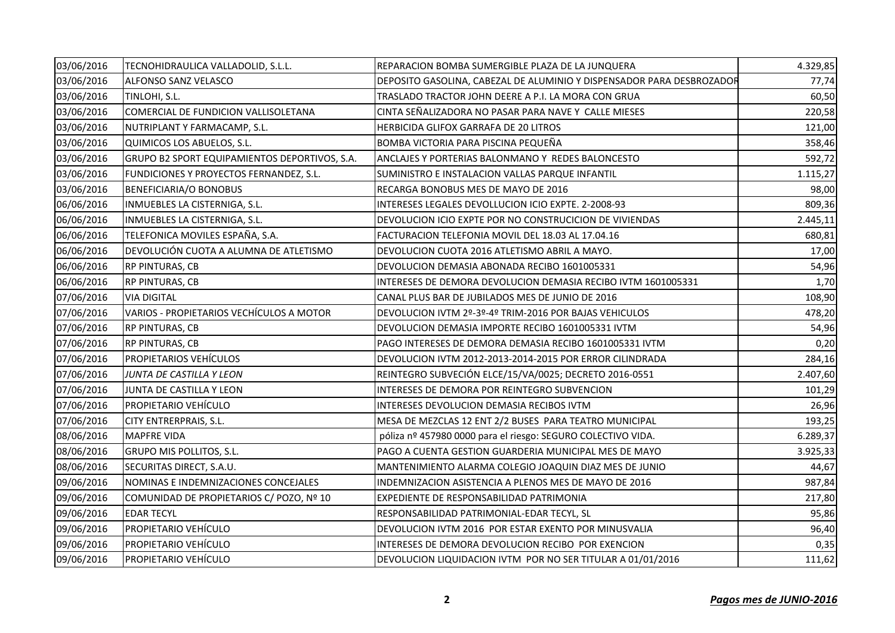| | | | |
|---|---|---|---|
| 03/06/2016 | TECNOHIDRAULICA VALLADOLID, S.L.L. | REPARACION BOMBA SUMERGIBLE PLAZA DE LA JUNQUERA | 4.329,85 |
| 03/06/2016 | ALFONSO SANZ VELASCO | DEPOSITO GASOLINA, CABEZAL DE ALUMINIO Y DISPENSADOR PARA DESBROZADOR | 77,74 |
| 03/06/2016 | TINLOHI, S.L. | TRASLADO TRACTOR JOHN DEERE A P.I. LA MORA CON GRUA | 60,50 |
| 03/06/2016 | COMERCIAL DE FUNDICION VALLISOLETANA | CINTA SEÑALIZADORA NO PASAR PARA NAVE Y CALLE MIESES | 220,58 |
| 03/06/2016 | NUTRIPLANT Y FARMACAMP, S.L. | HERBICIDA GLIFOX GARRAFA DE 20 LITROS | 121,00 |
| 03/06/2016 | QUIMICOS LOS ABUELOS, S.L. | BOMBA VICTORIA PARA PISCINA PEQUEÑA | 358,46 |
| 03/06/2016 | GRUPO B2 SPORT EQUIPAMIENTOS DEPORTIVOS, S.A. | ANCLAJES Y PORTERIAS BALONMANO Y REDES BALONCESTO | 592,72 |
| 03/06/2016 | FUNDICIONES Y PROYECTOS FERNANDEZ, S.L. | SUMINISTRO E INSTALACION VALLAS PARQUE INFANTIL | 1.115,27 |
| 03/06/2016 | BENEFICIARIA/O BONOBUS | RECARGA BONOBUS MES DE MAYO DE 2016 | 98,00 |
| 06/06/2016 | INMUEBLES LA CISTERNIGA, S.L. | INTERESES LEGALES DEVOLLUCION ICIO EXPTE. 2-2008-93 | 809,36 |
| 06/06/2016 | INMUEBLES LA CISTERNIGA, S.L. | DEVOLUCION ICIO EXPTE POR NO CONSTRUCICION DE VIVIENDAS | 2.445,11 |
| 06/06/2016 | TELEFONICA MOVILES ESPAÑA, S.A. | FACTURACION TELEFONIA MOVIL DEL 18.03 AL 17.04.16 | 680,81 |
| 06/06/2016 | DEVOLUCIÓN CUOTA A ALUMNA DE ATLETISMO | DEVOLUCION CUOTA 2016 ATLETISMO ABRIL A MAYO. | 17,00 |
| 06/06/2016 | RP PINTURAS, CB | DEVOLUCION DEMASIA ABONADA RECIBO 1601005331 | 54,96 |
| 06/06/2016 | RP PINTURAS, CB | INTERESES DE DEMORA DEVOLUCION DEMASIA RECIBO IVTM 1601005331 | 1,70 |
| 07/06/2016 | VIA DIGITAL | CANAL PLUS BAR DE JUBILADOS MES DE JUNIO DE 2016 | 108,90 |
| 07/06/2016 | VARIOS - PROPIETARIOS VECHÍCULOS A MOTOR | DEVOLUCION IVTM 2º-3º-4º TRIM-2016 POR BAJAS VEHICULOS | 478,20 |
| 07/06/2016 | RP PINTURAS, CB | DEVOLUCION DEMASIA IMPORTE RECIBO 1601005331 IVTM | 54,96 |
| 07/06/2016 | RP PINTURAS, CB | PAGO INTERESES DE DEMORA DEMASIA RECIBO 1601005331 IVTM | 0,20 |
| 07/06/2016 | PROPIETARIOS VEHÍCULOS | DEVOLUCION IVTM 2012-2013-2014-2015 POR ERROR CILINDRADA | 284,16 |
| 07/06/2016 | *JUNTA DE CASTILLA Y LEON* | REINTEGRO SUBVECIÓN ELCE/15/VA/0025; DECRETO 2016-0551 | 2.407,60 |
| 07/06/2016 | JUNTA DE CASTILLA Y LEON | INTERESES DE DEMORA POR REINTEGRO SUBVENCION | 101,29 |
| 07/06/2016 | PROPIETARIO VEHÍCULO | INTERESES DEVOLUCION DEMASIA RECIBOS IVTM | 26,96 |
| 07/06/2016 | CITY ENTRERPRAIS, S.L. | MESA DE MEZCLAS 12 ENT 2/2 BUSES PARA TEATRO MUNICIPAL | 193,25 |
| 08/06/2016 | MAPFRE VIDA | póliza nº 457980 0000 para el riesgo: SEGURO COLECTIVO VIDA. | 6.289,37 |
| 08/06/2016 | GRUPO MIS POLLITOS, S.L. | PAGO A CUENTA GESTION GUARDERIA MUNICIPAL MES DE MAYO | 3.925,33 |
| 08/06/2016 | SECURITAS DIRECT, S.A.U. | MANTENIMIENTO ALARMA COLEGIO JOAQUIN DIAZ MES DE JUNIO | 44,67 |
| 09/06/2016 | NOMINAS E INDEMNIZACIONES CONCEJALES | INDEMNIZACION ASISTENCIA A PLENOS MES DE MAYO DE 2016 | 987,84 |
| 09/06/2016 | COMUNIDAD DE PROPIETARIOS C/ POZO, Nº 10 | EXPEDIENTE DE RESPONSABILIDAD PATRIMONIA | 217,80 |
| 09/06/2016 | EDAR TECYL | RESPONSABILIDAD PATRIMONIAL-EDAR TECYL, SL | 95,86 |
| 09/06/2016 | PROPIETARIO VEHÍCULO | DEVOLUCION IVTM 2016 POR ESTAR EXENTO POR MINUSVALIA | 96,40 |
| 09/06/2016 | PROPIETARIO VEHÍCULO | INTERESES DE DEMORA DEVOLUCION RECIBO POR EXENCION | 0,35 |
| 09/06/2016 | PROPIETARIO VEHÍCULO | DEVOLUCION LIQUIDACION IVTM POR NO SER TITULAR A 01/01/2016 | 111,62 |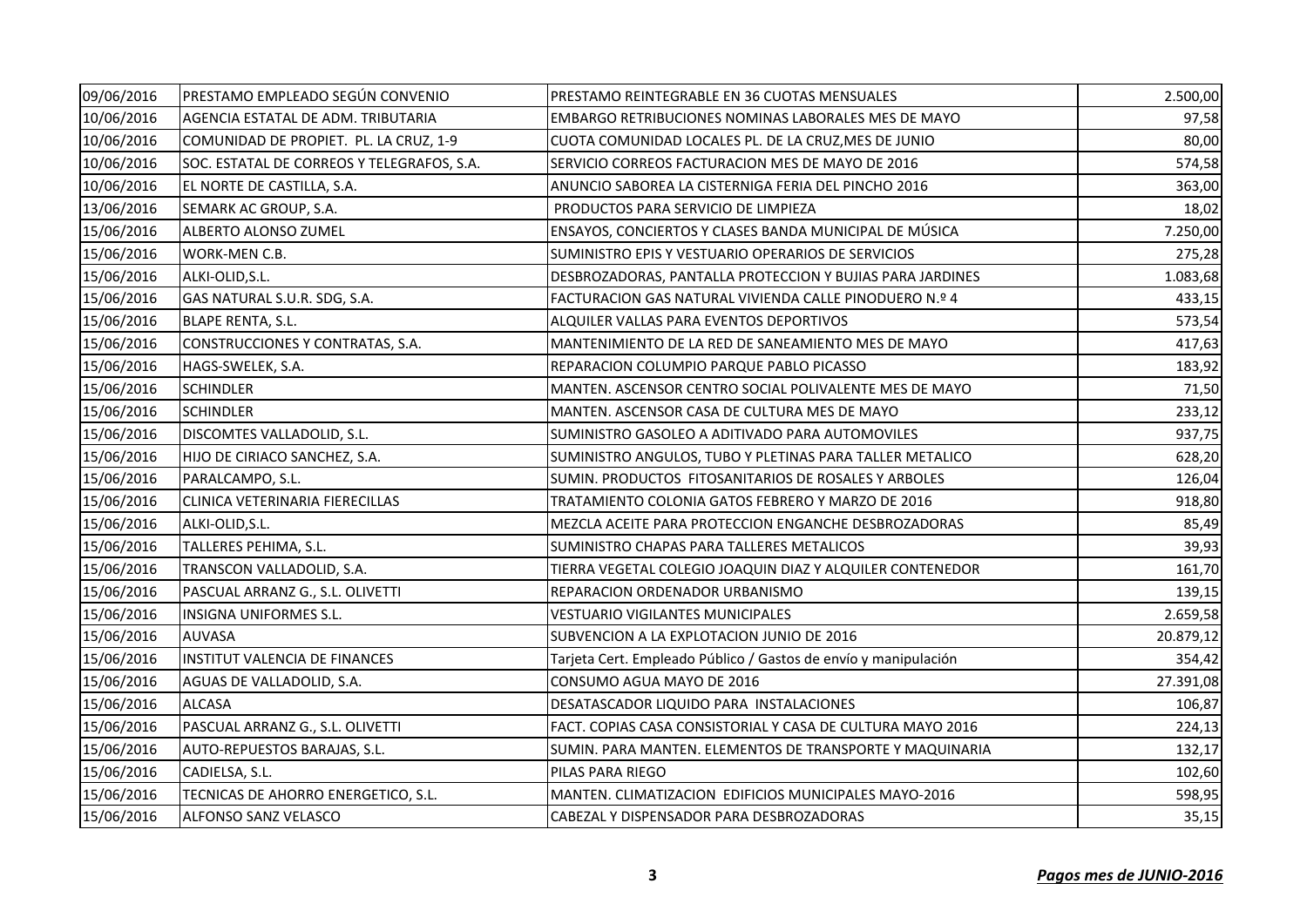| | | | |
|---|---|---|---|
| 09/06/2016 | PRESTAMO EMPLEADO SEGÚN CONVENIO | PRESTAMO REINTEGRABLE EN 36 CUOTAS MENSUALES | 2.500,00 |
| 10/06/2016 | AGENCIA ESTATAL DE ADM. TRIBUTARIA | EMBARGO RETRIBUCIONES NOMINAS LABORALES MES DE MAYO | 97,58 |
| 10/06/2016 | COMUNIDAD DE PROPIET. PL. LA CRUZ, 1-9 | CUOTA COMUNIDAD LOCALES PL. DE LA CRUZ,MES DE JUNIO | 80,00 |
| 10/06/2016 | SOC. ESTATAL DE CORREOS Y TELEGRAFOS, S.A. | SERVICIO CORREOS FACTURACION MES DE MAYO DE 2016 | 574,58 |
| 10/06/2016 | EL NORTE DE CASTILLA, S.A. | ANUNCIO SABOREA LA CISTERNIGA FERIA DEL PINCHO 2016 | 363,00 |
| 13/06/2016 | SEMARK AC GROUP, S.A. | PRODUCTOS PARA SERVICIO DE LIMPIEZA | 18,02 |
| 15/06/2016 | ALBERTO ALONSO ZUMEL | ENSAYOS, CONCIERTOS Y CLASES BANDA MUNICIPAL DE MÚSICA | 7.250,00 |
| 15/06/2016 | WORK-MEN C.B. | SUMINISTRO EPIS Y VESTUARIO OPERARIOS DE SERVICIOS | 275,28 |
| 15/06/2016 | ALKI-OLID,S.L. | DESBROZADORAS, PANTALLA PROTECCION Y BUJIAS PARA JARDINES | 1.083,68 |
| 15/06/2016 | GAS NATURAL S.U.R. SDG, S.A. | FACTURACION GAS NATURAL VIVIENDA CALLE PINODUERO N.º 4 | 433,15 |
| 15/06/2016 | BLAPE RENTA, S.L. | ALQUILER VALLAS PARA EVENTOS DEPORTIVOS | 573,54 |
| 15/06/2016 | CONSTRUCCIONES Y CONTRATAS, S.A. | MANTENIMIENTO DE LA RED DE SANEAMIENTO MES DE MAYO | 417,63 |
| 15/06/2016 | HAGS-SWELEK, S.A. | REPARACION COLUMPIO PARQUE PABLO PICASSO | 183,92 |
| 15/06/2016 | SCHINDLER | MANTEN. ASCENSOR CENTRO SOCIAL POLIVALENTE MES DE MAYO | 71,50 |
| 15/06/2016 | SCHINDLER | MANTEN. ASCENSOR CASA DE CULTURA MES DE MAYO | 233,12 |
| 15/06/2016 | DISCOMTES VALLADOLID, S.L. | SUMINISTRO GASOLEO A ADITIVADO PARA AUTOMOVILES | 937,75 |
| 15/06/2016 | HIJO DE CIRIACO SANCHEZ, S.A. | SUMINISTRO ANGULOS, TUBO Y PLETINAS PARA TALLER METALICO | 628,20 |
| 15/06/2016 | PARALCAMPO, S.L. | SUMIN. PRODUCTOS FITOSANITARIOS DE ROSALES Y ARBOLES | 126,04 |
| 15/06/2016 | CLINICA VETERINARIA FIERECILLAS | TRATAMIENTO COLONIA GATOS FEBRERO Y MARZO DE 2016 | 918,80 |
| 15/06/2016 | ALKI-OLID,S.L. | MEZCLA ACEITE PARA PROTECCION ENGANCHE DESBROZADORAS | 85,49 |
| 15/06/2016 | TALLERES PEHIMA, S.L. | SUMINISTRO CHAPAS PARA TALLERES METALICOS | 39,93 |
| 15/06/2016 | TRANSCON VALLADOLID, S.A. | TIERRA VEGETAL COLEGIO JOAQUIN DIAZ Y ALQUILER CONTENEDOR | 161,70 |
| 15/06/2016 | PASCUAL ARRANZ G., S.L. OLIVETTI | REPARACION ORDENADOR URBANISMO | 139,15 |
| 15/06/2016 | INSIGNA UNIFORMES S.L. | VESTUARIO VIGILANTES MUNICIPALES | 2.659,58 |
| 15/06/2016 | AUVASA | SUBVENCION A LA EXPLOTACION JUNIO DE 2016 | 20.879,12 |
| 15/06/2016 | INSTITUT VALENCIA DE FINANCES | Tarjeta Cert. Empleado Público / Gastos de envío y manipulación | 354,42 |
| 15/06/2016 | AGUAS DE VALLADOLID, S.A. | CONSUMO AGUA MAYO DE 2016 | 27.391,08 |
| 15/06/2016 | ALCASA | DESATASCADOR LIQUIDO PARA INSTALACIONES | 106,87 |
| 15/06/2016 | PASCUAL ARRANZ G., S.L. OLIVETTI | FACT. COPIAS CASA CONSISTORIAL Y CASA DE CULTURA MAYO 2016 | 224,13 |
| 15/06/2016 | AUTO-REPUESTOS BARAJAS, S.L. | SUMIN. PARA MANTEN. ELEMENTOS DE TRANSPORTE Y MAQUINARIA | 132,17 |
| 15/06/2016 | CADIELSA, S.L. | PILAS PARA RIEGO | 102,60 |
| 15/06/2016 | TECNICAS DE AHORRO ENERGETICO, S.L. | MANTEN. CLIMATIZACION EDIFICIOS MUNICIPALES MAYO-2016 | 598,95 |
| 15/06/2016 | ALFONSO SANZ VELASCO | CABEZAL Y DISPENSADOR PARA DESBROZADORAS | 35,15 |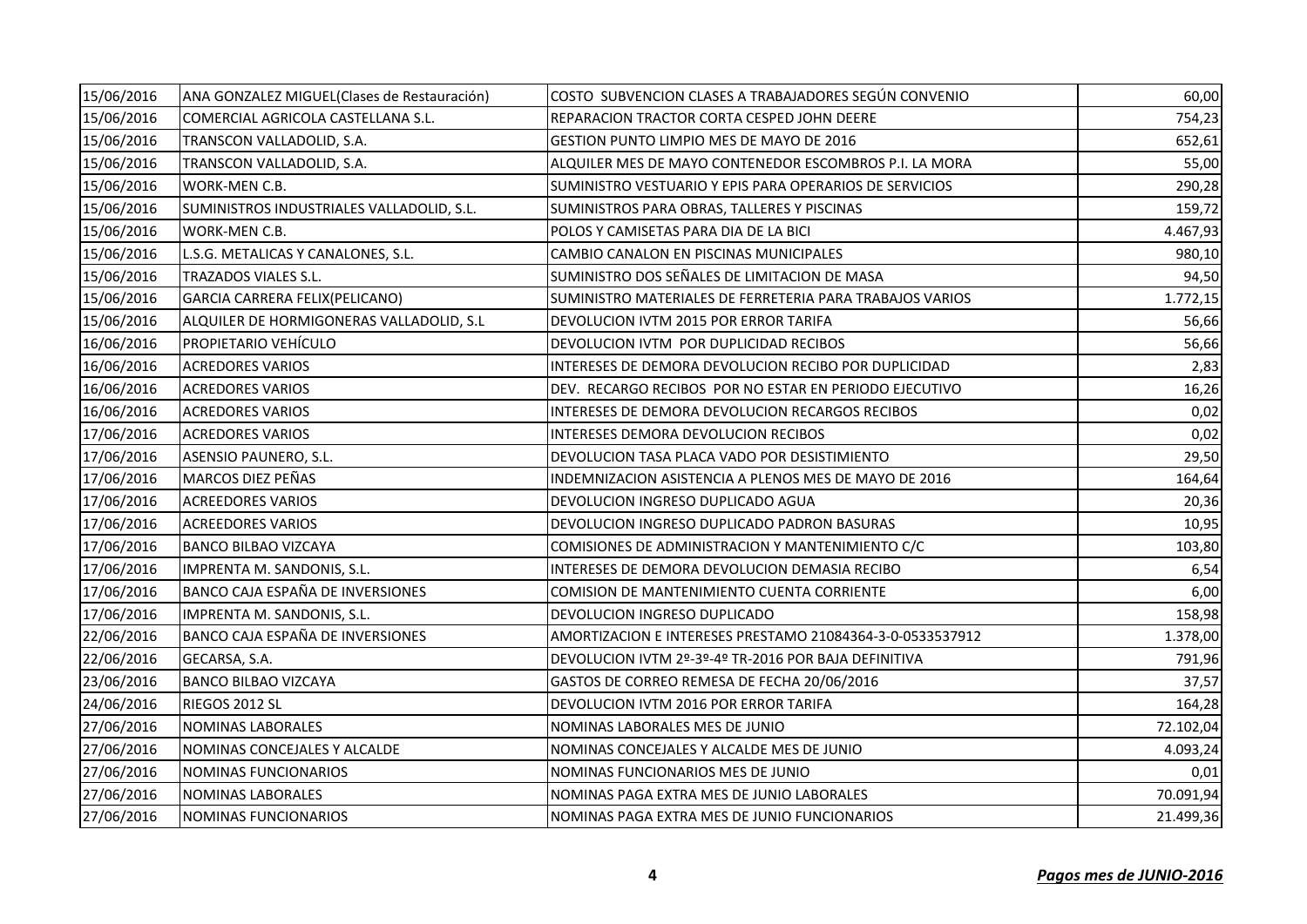| | | | |
|---|---|---|---|
| 15/06/2016 | ANA GONZALEZ MIGUEL(Clases de Restauración) | COSTO SUBVENCION CLASES A TRABAJADORES SEGÚN CONVENIO | 60,00 |
| 15/06/2016 | COMERCIAL AGRICOLA CASTELLANA S.L. | REPARACION TRACTOR CORTA CESPED JOHN DEERE | 754,23 |
| 15/06/2016 | TRANSCON VALLADOLID, S.A. | GESTION PUNTO LIMPIO MES DE MAYO DE 2016 | 652,61 |
| 15/06/2016 | TRANSCON VALLADOLID, S.A. | ALQUILER MES DE MAYO CONTENEDOR ESCOMBROS P.I. LA MORA | 55,00 |
| 15/06/2016 | WORK-MEN C.B. | SUMINISTRO VESTUARIO Y EPIS PARA OPERARIOS DE SERVICIOS | 290,28 |
| 15/06/2016 | SUMINISTROS INDUSTRIALES VALLADOLID, S.L. | SUMINISTROS PARA OBRAS, TALLERES Y PISCINAS | 159,72 |
| 15/06/2016 | WORK-MEN C.B. | POLOS Y CAMISETAS PARA DIA DE LA BICI | 4.467,93 |
| 15/06/2016 | L.S.G. METALICAS Y CANALONES, S.L. | CAMBIO CANALON EN PISCINAS MUNICIPALES | 980,10 |
| 15/06/2016 | TRAZADOS VIALES S.L. | SUMINISTRO DOS SEÑALES DE LIMITACION DE MASA | 94,50 |
| 15/06/2016 | GARCIA CARRERA FELIX(PELICANO) | SUMINISTRO MATERIALES DE FERRETERIA PARA TRABAJOS VARIOS | 1.772,15 |
| 15/06/2016 | ALQUILER DE HORMIGONERAS VALLADOLID, S.L | DEVOLUCION IVTM 2015 POR ERROR TARIFA | 56,66 |
| 16/06/2016 | PROPIETARIO VEHÍCULO | DEVOLUCION IVTM POR DUPLICIDAD RECIBOS | 56,66 |
| 16/06/2016 | ACREDORES VARIOS | INTERESES DE DEMORA DEVOLUCION RECIBO POR DUPLICIDAD | 2,83 |
| 16/06/2016 | ACREDORES VARIOS | DEV. RECARGO RECIBOS POR NO ESTAR EN PERIODO EJECUTIVO | 16,26 |
| 16/06/2016 | ACREDORES VARIOS | INTERESES DE DEMORA DEVOLUCION RECARGOS RECIBOS | 0,02 |
| 17/06/2016 | ACREDORES VARIOS | INTERESES DEMORA DEVOLUCION RECIBOS | 0,02 |
| 17/06/2016 | ASENSIO PAUNERO, S.L. | DEVOLUCION TASA PLACA VADO POR DESISTIMIENTO | 29,50 |
| 17/06/2016 | MARCOS DIEZ PEÑAS | INDEMNIZACION ASISTENCIA A PLENOS MES DE MAYO DE 2016 | 164,64 |
| 17/06/2016 | ACREEDORES VARIOS | DEVOLUCION INGRESO DUPLICADO AGUA | 20,36 |
| 17/06/2016 | ACREEDORES VARIOS | DEVOLUCION INGRESO DUPLICADO PADRON BASURAS | 10,95 |
| 17/06/2016 | BANCO BILBAO VIZCAYA | COMISIONES DE ADMINISTRACION Y MANTENIMIENTO C/C | 103,80 |
| 17/06/2016 | IMPRENTA M. SANDONIS, S.L. | INTERESES DE DEMORA DEVOLUCION DEMASIA RECIBO | 6,54 |
| 17/06/2016 | BANCO CAJA ESPAÑA DE INVERSIONES | COMISION DE MANTENIMIENTO CUENTA CORRIENTE | 6,00 |
| 17/06/2016 | IMPRENTA M. SANDONIS, S.L. | DEVOLUCION INGRESO DUPLICADO | 158,98 |
| 22/06/2016 | BANCO CAJA ESPAÑA DE INVERSIONES | AMORTIZACION E INTERESES PRESTAMO 21084364-3-0-0533537912 | 1.378,00 |
| 22/06/2016 | GECARSA, S.A. | DEVOLUCION IVTM 2º-3º-4º TR-2016 POR BAJA DEFINITIVA | 791,96 |
| 23/06/2016 | BANCO BILBAO VIZCAYA | GASTOS DE CORREO REMESA DE FECHA 20/06/2016 | 37,57 |
| 24/06/2016 | RIEGOS 2012 SL | DEVOLUCION IVTM 2016 POR ERROR TARIFA | 164,28 |
| 27/06/2016 | NOMINAS LABORALES | NOMINAS LABORALES MES DE JUNIO | 72.102,04 |
| 27/06/2016 | NOMINAS CONCEJALES Y ALCALDE | NOMINAS CONCEJALES Y ALCALDE MES DE JUNIO | 4.093,24 |
| 27/06/2016 | NOMINAS FUNCIONARIOS | NOMINAS FUNCIONARIOS MES DE JUNIO | 0,01 |
| 27/06/2016 | NOMINAS LABORALES | NOMINAS PAGA EXTRA MES DE JUNIO LABORALES | 70.091,94 |
| 27/06/2016 | NOMINAS FUNCIONARIOS | NOMINAS PAGA EXTRA MES DE JUNIO FUNCIONARIOS | 21.499,36 |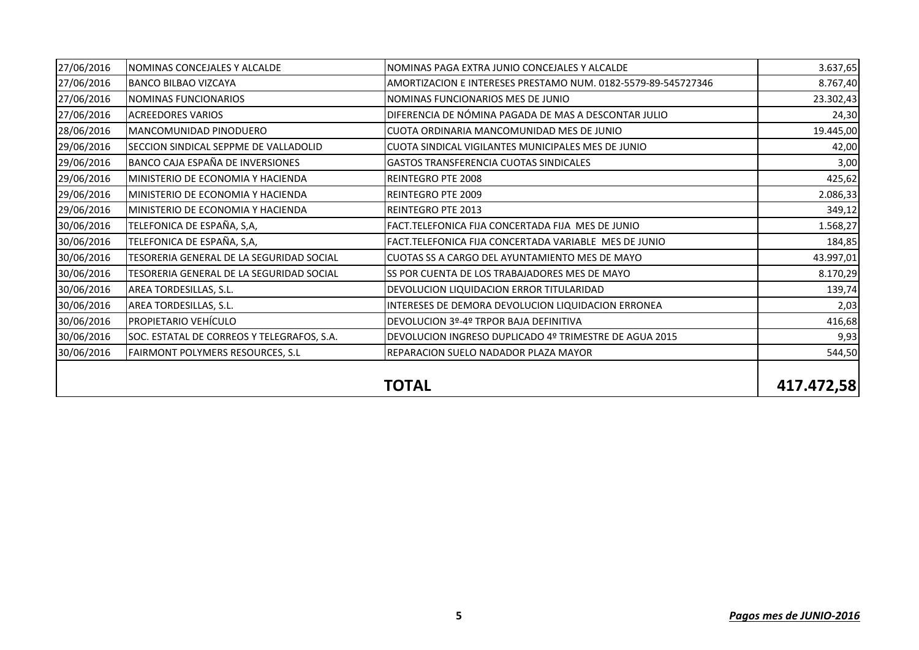| | | | |
|---|---|---|---|
| 27/06/2016 | NOMINAS CONCEJALES Y ALCALDE | NOMINAS PAGA EXTRA JUNIO CONCEJALES Y ALCALDE | 3.637,65 |
| 27/06/2016 | BANCO BILBAO VIZCAYA | AMORTIZACION E INTERESES PRESTAMO NUM. 0182-5579-89-545727346 | 8.767,40 |
| 27/06/2016 | NOMINAS FUNCIONARIOS | NOMINAS FUNCIONARIOS MES DE JUNIO | 23.302,43 |
| 27/06/2016 | ACREEDORES VARIOS | DIFERENCIA DE NÓMINA PAGADA DE MAS A DESCONTAR JULIO | 24,30 |
| 28/06/2016 | MANCOMUNIDAD PINODUERO | CUOTA ORDINARIA MANCOMUNIDAD MES DE JUNIO | 19.445,00 |
| 29/06/2016 | SECCION SINDICAL SEPPME DE VALLADOLID | CUOTA SINDICAL VIGILANTES MUNICIPALES MES DE JUNIO | 42,00 |
| 29/06/2016 | BANCO CAJA ESPAÑA DE INVERSIONES | GASTOS TRANSFERENCIA CUOTAS SINDICALES | 3,00 |
| 29/06/2016 | MINISTERIO DE ECONOMIA Y HACIENDA | REINTEGRO PTE 2008 | 425,62 |
| 29/06/2016 | MINISTERIO DE ECONOMIA Y HACIENDA | REINTEGRO PTE 2009 | 2.086,33 |
| 29/06/2016 | MINISTERIO DE ECONOMIA Y HACIENDA | REINTEGRO PTE 2013 | 349,12 |
| 30/06/2016 | TELEFONICA DE ESPAÑA, S,A, | FACT.TELEFONICA FIJA CONCERTADA FIJA MES DE JUNIO | 1.568,27 |
| 30/06/2016 | TELEFONICA DE ESPAÑA, S,A, | FACT.TELEFONICA FIJA CONCERTADA VARIABLE MES DE JUNIO | 184,85 |
| 30/06/2016 | TESORERIA GENERAL DE LA SEGURIDAD SOCIAL | CUOTAS SS A CARGO DEL AYUNTAMIENTO MES DE MAYO | 43.997,01 |
| 30/06/2016 | TESORERIA GENERAL DE LA SEGURIDAD SOCIAL | SS POR CUENTA DE LOS TRABAJADORES MES DE MAYO | 8.170,29 |
| 30/06/2016 | AREA TORDESILLAS, S.L. | DEVOLUCION LIQUIDACION ERROR TITULARIDAD | 139,74 |
| 30/06/2016 | AREA TORDESILLAS, S.L. | INTERESES DE DEMORA DEVOLUCION LIQUIDACION ERRONEA | 2,03 |
| 30/06/2016 | PROPIETARIO VEHÍCULO | DEVOLUCION 3º-4º TRPOR BAJA DEFINITIVA | 416,68 |
| 30/06/2016 | SOC. ESTATAL DE CORREOS Y TELEGRAFOS, S.A. | DEVOLUCION INGRESO DUPLICADO 4º TRIMESTRE DE AGUA 2015 | 9,93 |
| 30/06/2016 | FAIRMONT POLYMERS RESOURCES, S.L | REPARACION SUELO NADADOR PLAZA MAYOR | 544,50 |
| | | **TOTAL** | **417.472,58** |